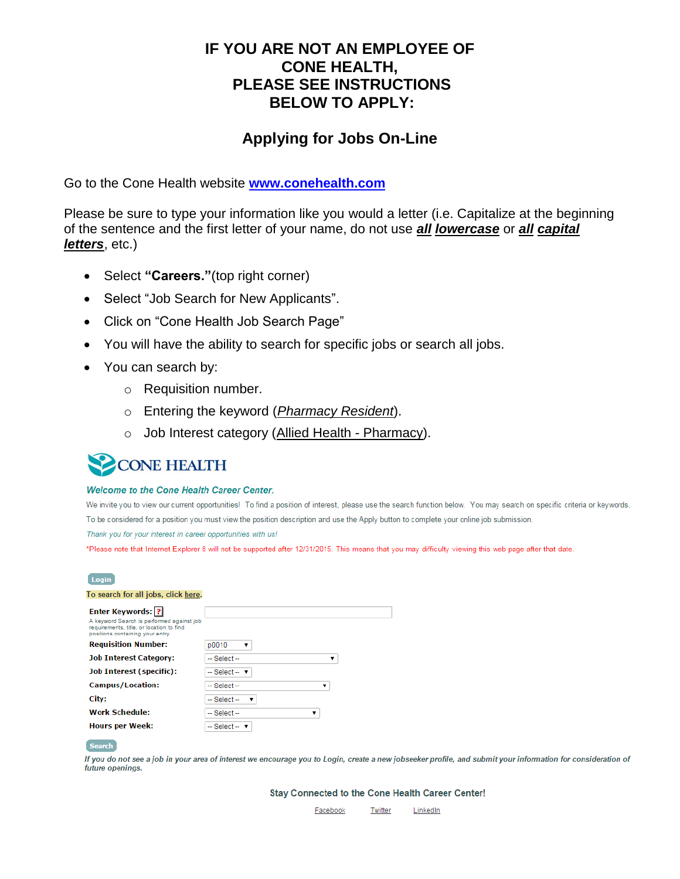# IF YOU ARE NOT AN EMPLOYEE OF CONE HEALTH, PLEASE SEE INSTRUCTIONS BELOW TO APPLY:

## Applying for Jobs On-Line

Go to the Cone Health website **www.conehealth.com**

Please be sure to type your information like you would a letter (i.e. Capitalize at the beginning of the sentence and the first letter of your name, do not use ***all lowercase*** or ***all capital letters***, etc.)

- Select **"Careers."**(top right corner)
- Select "Job Search for New Applicants".
- Click on "Cone Health Job Search Page"
- You will have the ability to search for specific jobs or search all jobs.
- You can search by:
  - Requisition number.
  - Entering the keyword (*Pharmacy Resident*).
  - Job Interest category (Allied Health - Pharmacy).

CONE HEALTH

*Welcome to the Cone Health Career Center.*

We invite you to view our current opportunities! To find a position of interest, please use the search function below. You may search on specific criteria or keywords.

To be considered for a position you must view the position description and use the Apply button to complete your online job submission.

*Thank you for your interest in career opportunities with us!*

*Please note that Internet Explorer 8 will not be supported after 12/31/2015. This means that you may difficulty viewing this web page after that date.

Login

To search for all jobs, click here.

| | |
|---|---|
| **Enter Keywords:** ? A keyword Search is performed against job requirements, title, or location to find positions containing your entry | |
| **Requisition Number:** | p0010 |
| **Job Interest Category:** | -- Select -- |
| **Job Interest (specific):** | -- Select -- |
| **Campus/Location:** | -- Select -- |
| **City:** | -- Select -- |
| **Work Schedule:** | -- Select -- |
| **Hours per Week:** | -- Select -- |

Search

*If you do not see a job in your area of interest we encourage you to Login, create a new jobseeker profile, and submit your information for consideration of future openings.*

**Stay Connected to the Cone Health Career Center!**

Facebook Twitter LinkedIn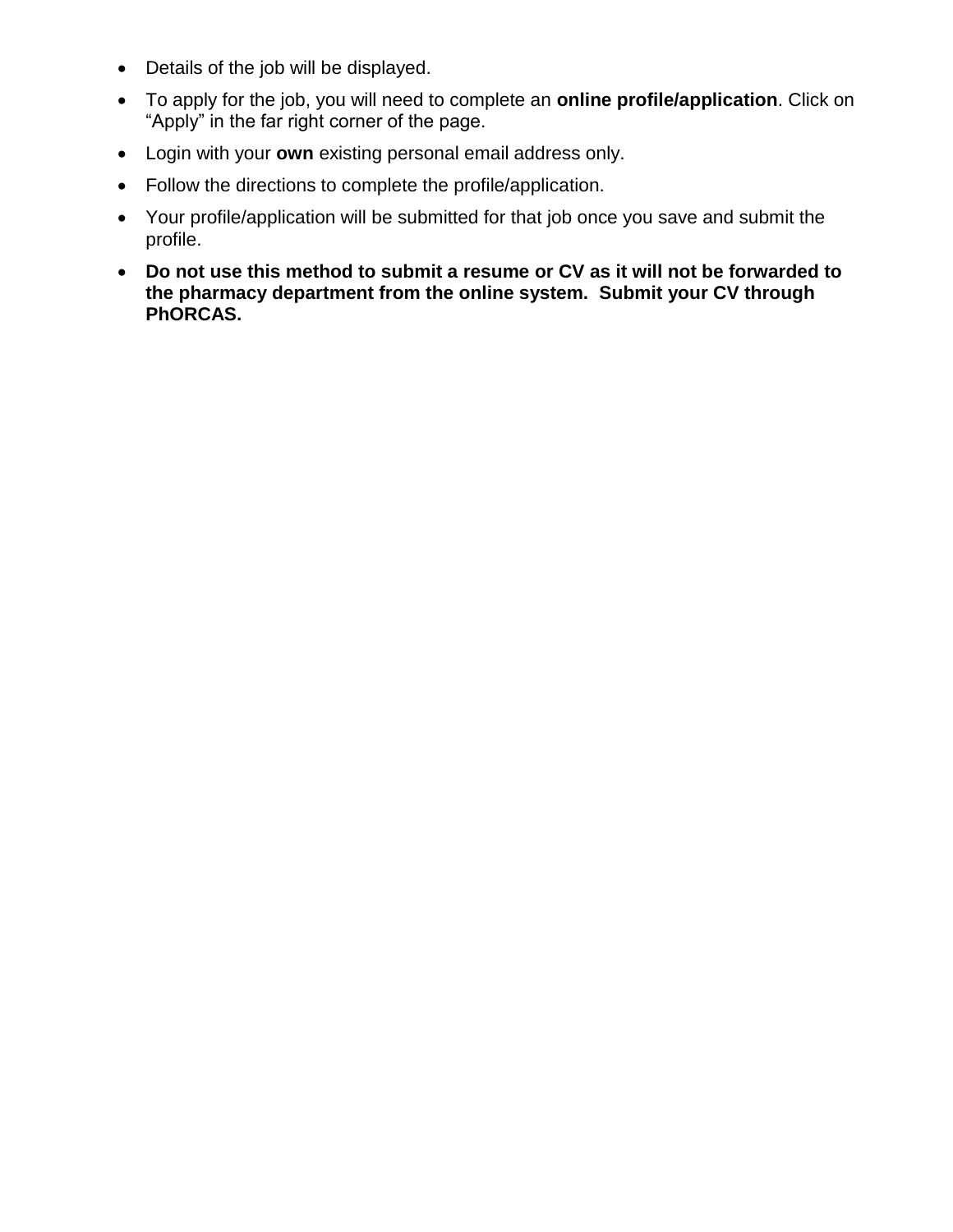- Details of the job will be displayed.
- To apply for the job, you will need to complete an **online profile/application**. Click on "Apply" in the far right corner of the page.
- Login with your **own** existing personal email address only.
- Follow the directions to complete the profile/application.
- Your profile/application will be submitted for that job once you save and submit the profile.
- **Do not use this method to submit a resume or CV as it will not be forwarded to the pharmacy department from the online system. Submit your CV through PhORCAS.**